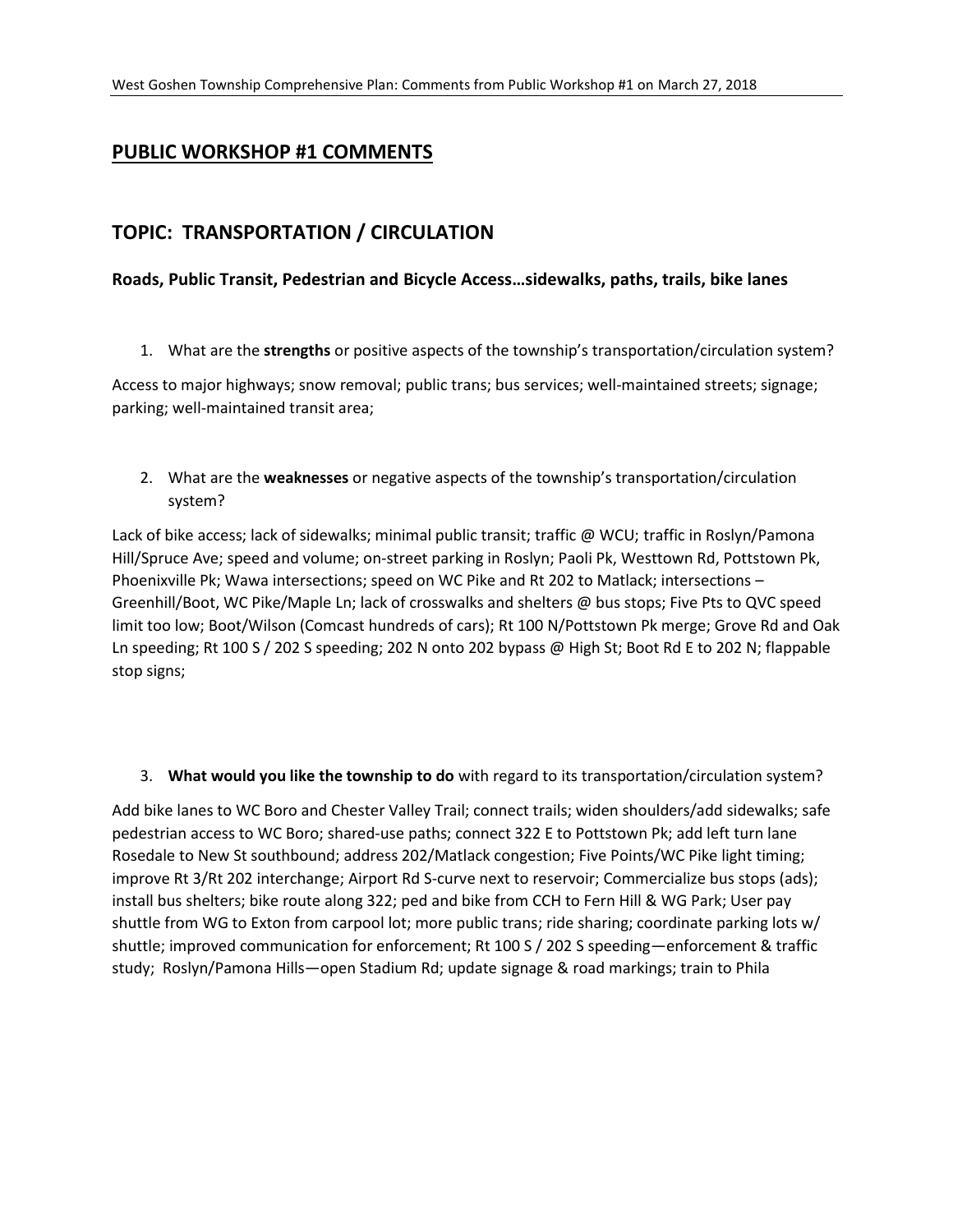## PUBLIC WORKSHOP #1 COMMENTS

## TOPIC: TRANSPORTATION / CIRCULATION

### Roads, Public Transit, Pedestrian and Bicycle Access…sidewalks, paths, trails, bike lanes

1. What are the **strengths** or positive aspects of the township's transportation/circulation system?

Access to major highways; snow removal; public trans; bus services; well-maintained streets; signage; parking; well-maintained transit area;

2. What are the **weaknesses** or negative aspects of the township's transportation/circulation system?

Lack of bike access; lack of sidewalks; minimal public transit; traffic @ WCU; traffic in Roslyn/Pamona Hill/Spruce Ave; speed and volume; on-street parking in Roslyn; Paoli Pk, Westtown Rd, Pottstown Pk, Phoenixville Pk; Wawa intersections; speed on WC Pike and Rt 202 to Matlack; intersections – Greenhill/Boot, WC Pike/Maple Ln; lack of crosswalks and shelters @ bus stops; Five Pts to QVC speed limit too low; Boot/Wilson (Comcast hundreds of cars); Rt 100 N/Pottstown Pk merge; Grove Rd and Oak Ln speeding; Rt 100 S / 202 S speeding; 202 N onto 202 bypass @ High St; Boot Rd E to 202 N; flappable stop signs;

3. **What would you like the township to do** with regard to its transportation/circulation system?

Add bike lanes to WC Boro and Chester Valley Trail; connect trails; widen shoulders/add sidewalks; safe pedestrian access to WC Boro; shared-use paths; connect 322 E to Pottstown Pk; add left turn lane Rosedale to New St southbound; address 202/Matlack congestion; Five Points/WC Pike light timing; improve Rt 3/Rt 202 interchange; Airport Rd S-curve next to reservoir; Commercialize bus stops (ads); install bus shelters; bike route along 322; ped and bike from CCH to Fern Hill & WG Park; User pay shuttle from WG to Exton from carpool lot; more public trans; ride sharing; coordinate parking lots w/ shuttle; improved communication for enforcement; Rt 100 S / 202 S speeding—enforcement & traffic study; Roslyn/Pamona Hills—open Stadium Rd; update signage & road markings; train to Phila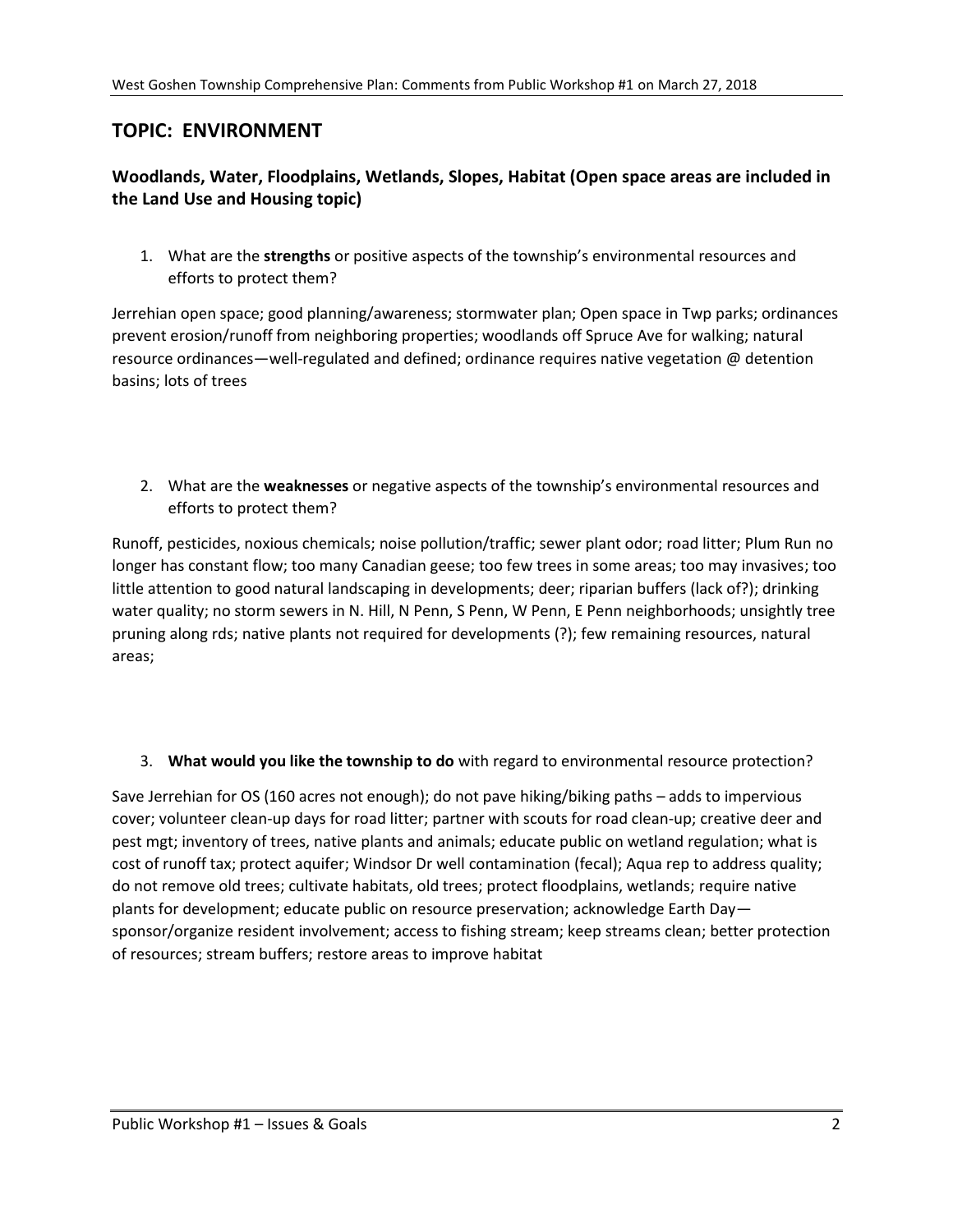## TOPIC: ENVIRONMENT

### Woodlands, Water, Floodplains, Wetlands, Slopes, Habitat (Open space areas are included in the Land Use and Housing topic)

1. What are the **strengths** or positive aspects of the township's environmental resources and efforts to protect them?

Jerrehian open space; good planning/awareness; stormwater plan; Open space in Twp parks; ordinances prevent erosion/runoff from neighboring properties; woodlands off Spruce Ave for walking; natural resource ordinances—well-regulated and defined; ordinance requires native vegetation @ detention basins; lots of trees

2. What are the **weaknesses** or negative aspects of the township's environmental resources and efforts to protect them?

Runoff, pesticides, noxious chemicals; noise pollution/traffic; sewer plant odor; road litter; Plum Run no longer has constant flow; too many Canadian geese; too few trees in some areas; too may invasives; too little attention to good natural landscaping in developments; deer; riparian buffers (lack of?); drinking water quality; no storm sewers in N. Hill, N Penn, S Penn, W Penn, E Penn neighborhoods; unsightly tree pruning along rds; native plants not required for developments (?); few remaining resources, natural areas;

3. **What would you like the township to do** with regard to environmental resource protection?

Save Jerrehian for OS (160 acres not enough); do not pave hiking/biking paths – adds to impervious cover; volunteer clean-up days for road litter; partner with scouts for road clean-up; creative deer and pest mgt; inventory of trees, native plants and animals; educate public on wetland regulation; what is cost of runoff tax; protect aquifer; Windsor Dr well contamination (fecal); Aqua rep to address quality; do not remove old trees; cultivate habitats, old trees; protect floodplains, wetlands; require native plants for development; educate public on resource preservation; acknowledge Earth Day—sponsor/organize resident involvement; access to fishing stream; keep streams clean; better protection of resources; stream buffers; restore areas to improve habitat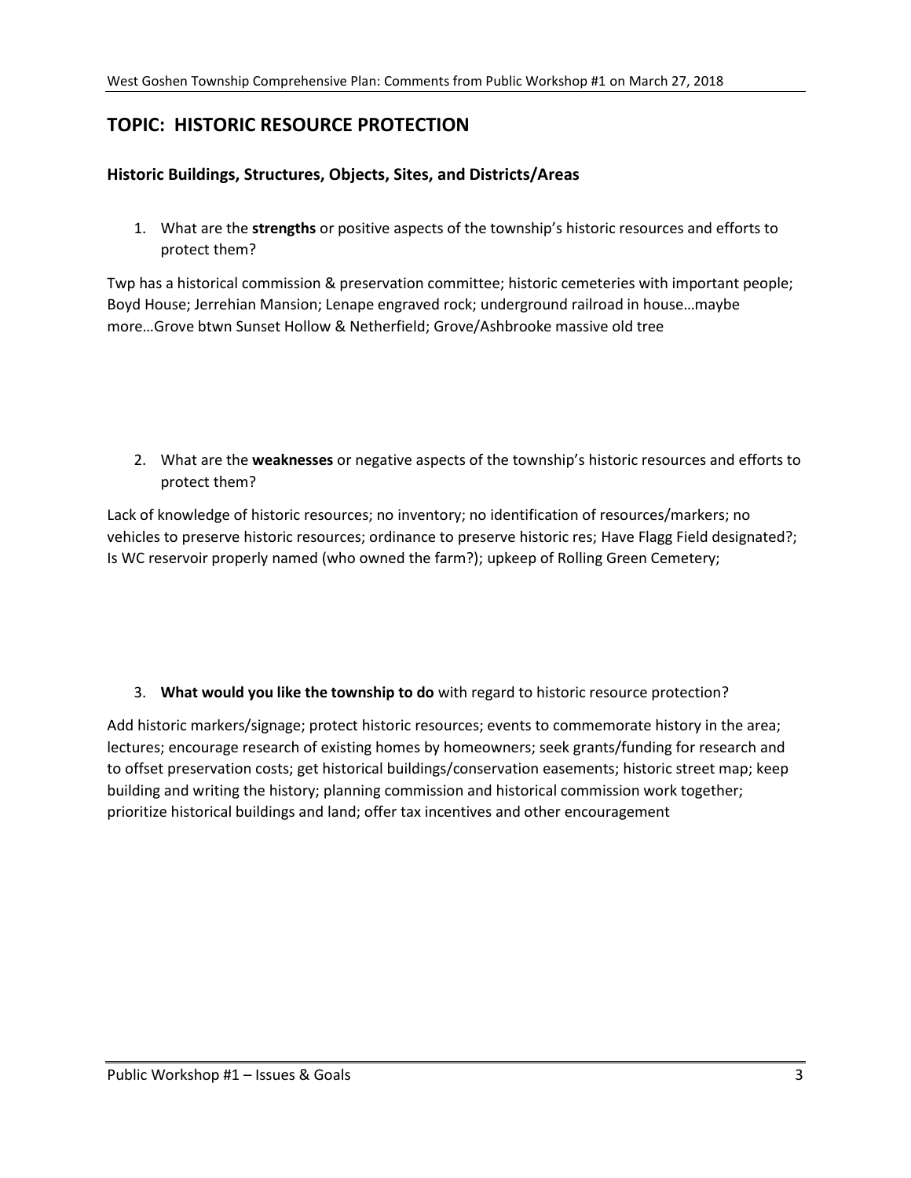## TOPIC: HISTORIC RESOURCE PROTECTION

### Historic Buildings, Structures, Objects, Sites, and Districts/Areas

1. What are the **strengths** or positive aspects of the township's historic resources and efforts to protect them?

Twp has a historical commission & preservation committee; historic cemeteries with important people; Boyd House; Jerrehian Mansion; Lenape engraved rock; underground railroad in house…maybe more…Grove btwn Sunset Hollow & Netherfield; Grove/Ashbrooke massive old tree

2. What are the **weaknesses** or negative aspects of the township's historic resources and efforts to protect them?

Lack of knowledge of historic resources; no inventory; no identification of resources/markers; no vehicles to preserve historic resources; ordinance to preserve historic res; Have Flagg Field designated?; Is WC reservoir properly named (who owned the farm?); upkeep of Rolling Green Cemetery;

3. **What would you like the township to do** with regard to historic resource protection?

Add historic markers/signage; protect historic resources; events to commemorate history in the area; lectures; encourage research of existing homes by homeowners; seek grants/funding for research and to offset preservation costs; get historical buildings/conservation easements; historic street map; keep building and writing the history; planning commission and historical commission work together; prioritize historical buildings and land; offer tax incentives and other encouragement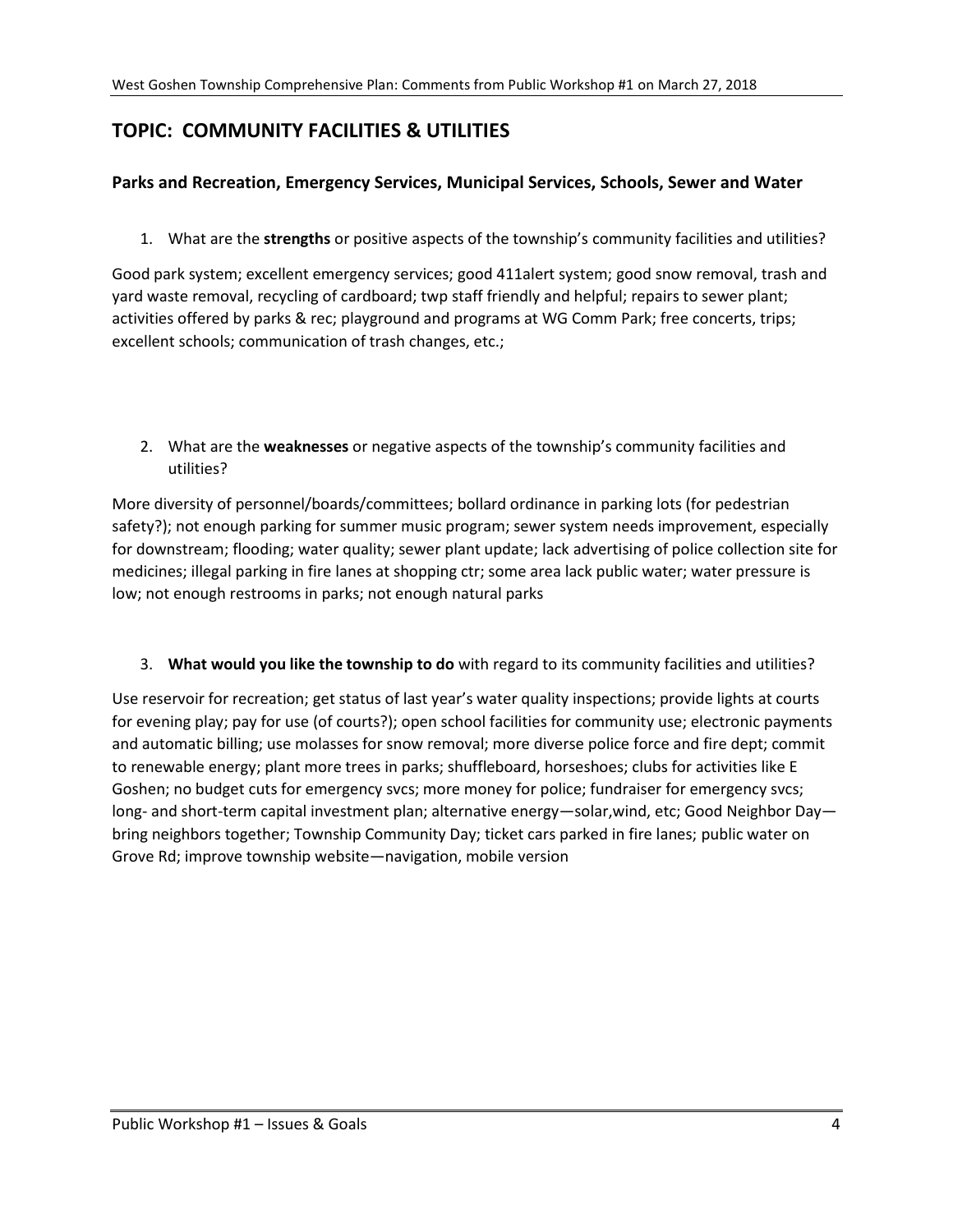## TOPIC: COMMUNITY FACILITIES & UTILITIES

### Parks and Recreation, Emergency Services, Municipal Services, Schools, Sewer and Water

1. What are the **strengths** or positive aspects of the township's community facilities and utilities?

Good park system; excellent emergency services; good 411alert system; good snow removal, trash and yard waste removal, recycling of cardboard; twp staff friendly and helpful; repairs to sewer plant; activities offered by parks & rec; playground and programs at WG Comm Park; free concerts, trips; excellent schools; communication of trash changes, etc.;

2. What are the **weaknesses** or negative aspects of the township's community facilities and utilities?

More diversity of personnel/boards/committees; bollard ordinance in parking lots (for pedestrian safety?); not enough parking for summer music program; sewer system needs improvement, especially for downstream; flooding; water quality; sewer plant update; lack advertising of police collection site for medicines; illegal parking in fire lanes at shopping ctr; some area lack public water; water pressure is low; not enough restrooms in parks; not enough natural parks

3. **What would you like the township to do** with regard to its community facilities and utilities?

Use reservoir for recreation; get status of last year's water quality inspections; provide lights at courts for evening play; pay for use (of courts?); open school facilities for community use; electronic payments and automatic billing; use molasses for snow removal; more diverse police force and fire dept; commit to renewable energy; plant more trees in parks; shuffleboard, horseshoes; clubs for activities like E Goshen; no budget cuts for emergency svcs; more money for police; fundraiser for emergency svcs; long- and short-term capital investment plan; alternative energy—solar,wind, etc; Good Neighbor Day—bring neighbors together; Township Community Day; ticket cars parked in fire lanes; public water on Grove Rd; improve township website—navigation, mobile version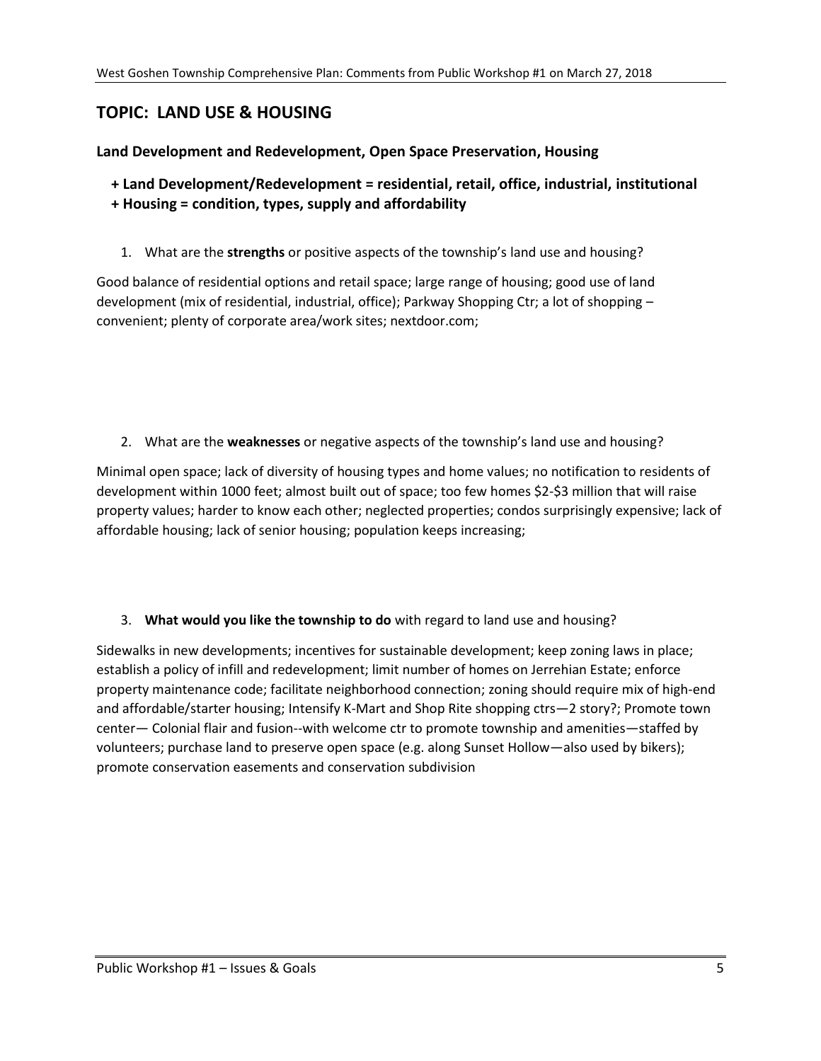## TOPIC: LAND USE & HOUSING

### Land Development and Redevelopment, Open Space Preservation, Housing

**+ Land Development/Redevelopment = residential, retail, office, industrial, institutional**
**+ Housing = condition, types, supply and affordability**

1. What are the **strengths** or positive aspects of the township's land use and housing?

Good balance of residential options and retail space; large range of housing; good use of land development (mix of residential, industrial, office); Parkway Shopping Ctr; a lot of shopping – convenient; plenty of corporate area/work sites; nextdoor.com;

2. What are the **weaknesses** or negative aspects of the township's land use and housing?

Minimal open space; lack of diversity of housing types and home values; no notification to residents of development within 1000 feet; almost built out of space; too few homes $2-$3 million that will raise property values; harder to know each other; neglected properties; condos surprisingly expensive; lack of affordable housing; lack of senior housing; population keeps increasing;

3. **What would you like the township to do** with regard to land use and housing?

Sidewalks in new developments; incentives for sustainable development; keep zoning laws in place; establish a policy of infill and redevelopment; limit number of homes on Jerrehian Estate; enforce property maintenance code; facilitate neighborhood connection; zoning should require mix of high-end and affordable/starter housing; Intensify K-Mart and Shop Rite shopping ctrs—2 story?; Promote town center— Colonial flair and fusion--with welcome ctr to promote township and amenities—staffed by volunteers; purchase land to preserve open space (e.g. along Sunset Hollow—also used by bikers); promote conservation easements and conservation subdivision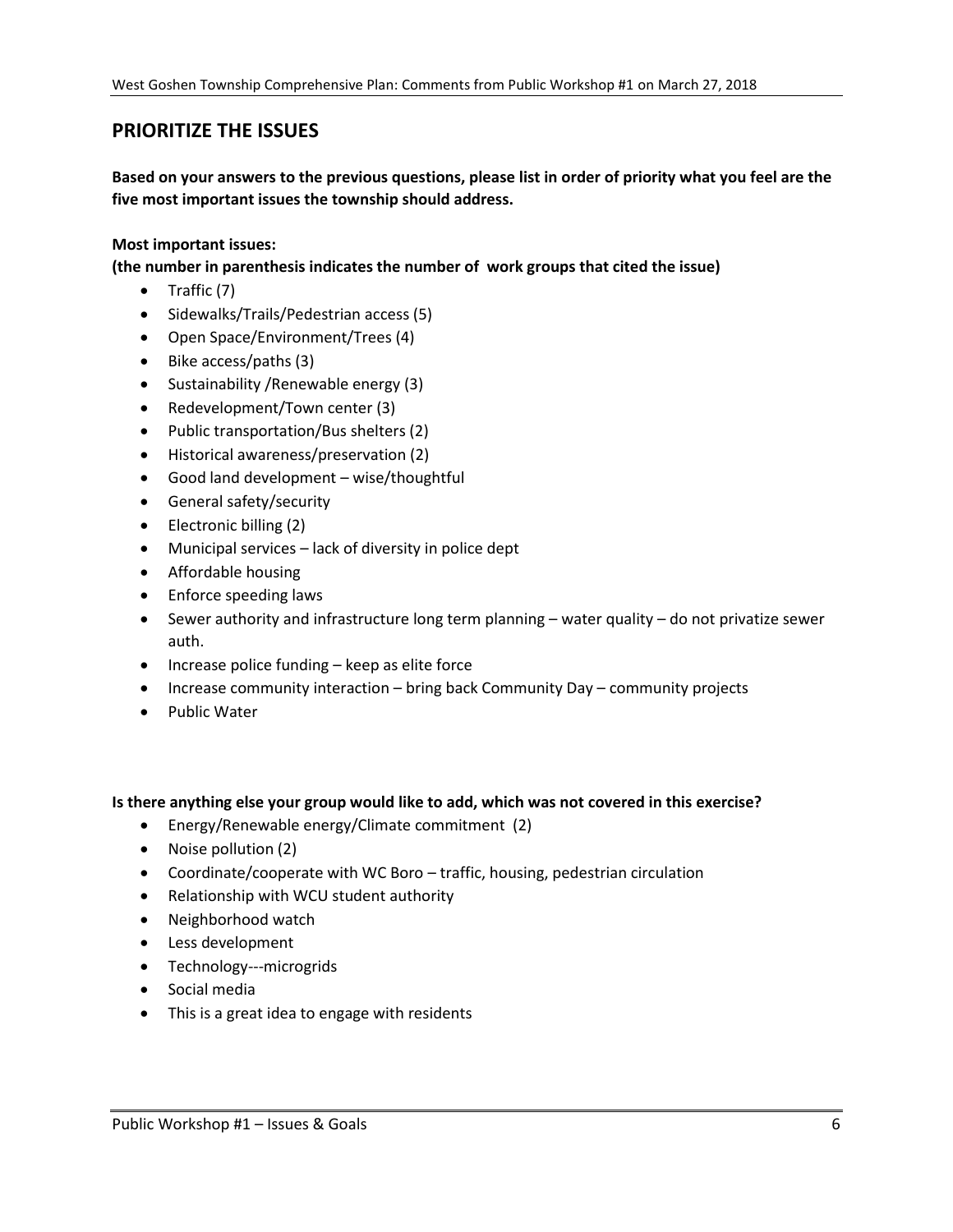## PRIORITIZE THE ISSUES

**Based on your answers to the previous questions, please list in order of priority what you feel are the five most important issues the township should address.**

**Most important issues:**
**(the number in parenthesis indicates the number of work groups that cited the issue)**

- Traffic (7)
- Sidewalks/Trails/Pedestrian access (5)
- Open Space/Environment/Trees (4)
- Bike access/paths (3)
- Sustainability /Renewable energy (3)
- Redevelopment/Town center (3)
- Public transportation/Bus shelters (2)
- Historical awareness/preservation (2)
- Good land development – wise/thoughtful
- General safety/security
- Electronic billing (2)
- Municipal services – lack of diversity in police dept
- Affordable housing
- Enforce speeding laws
- Sewer authority and infrastructure long term planning – water quality – do not privatize sewer auth.
- Increase police funding – keep as elite force
- Increase community interaction – bring back Community Day – community projects
- Public Water

**Is there anything else your group would like to add, which was not covered in this exercise?**

- Energy/Renewable energy/Climate commitment (2)
- Noise pollution (2)
- Coordinate/cooperate with WC Boro – traffic, housing, pedestrian circulation
- Relationship with WCU student authority
- Neighborhood watch
- Less development
- Technology---microgrids
- Social media
- This is a great idea to engage with residents